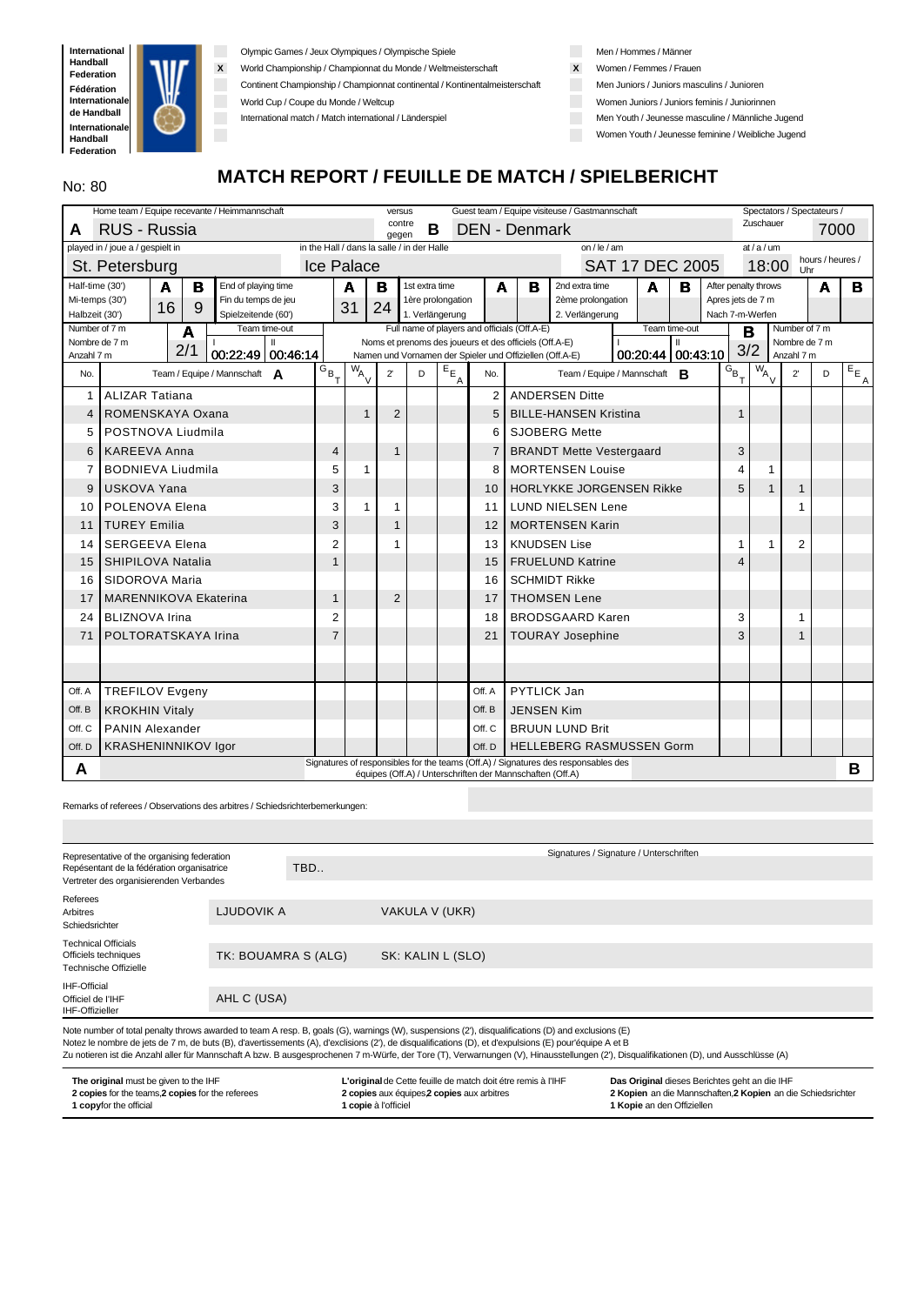International Handball Federation / Fédération Internationale de Handball / Internationale Handball Federation

| | |
|---|---|
| | Olympic Games / Jeux Olympiques / Olympische Spiele |
| X | World Championship / Championnat du Monde / Weltmeisterschaft |
| | Continent Championship / Championnat continental / Kontinentalmeisterschaft |
| | World Cup / Coupe du Monde / Weltcup |
| | International match / Match international / Länderspiel |

| | |
|---|---|
| | Men / Hommes / Männer |
| X | Women / Femmes / Frauen |
| | Men Juniors / Juniors masculins / Junioren |
| | Women Juniors / Juniors feminis / Juniorinnen |
| | Men Youth / Jeunesse masculine / Männliche Jugend |
| | Women Youth / Jeunesse feminine / Weibliche Jugend |

No: 80

# MATCH REPORT / FEUILLE DE MATCH / SPIELBERICHT

**Home team / Equipe recevante / Heimmannschaft:** A RUS - Russia
**versus / contre / gegen**
**Guest team / Equipe visiteuse / Gastmannschaft:** B DEN - Denmark
**Spectators / Spectateurs / Zuschauer:** 7000

**played in / joue a / gespielt in:** St. Petersburg
**in the Hall / dans la salle / in der Halle:** Ice Palace
**on / le / am:** SAT 17 DEC 2005
**at / a / um:** 18:00 hours / heures / Uhr

| Half-time (30') / Mi-temps (30') / Halbzeit (30') | A | B | End of playing time / Fin du temps de jeu / Spielzeitende (60') | A | B | 1st extra time / 1ère prolongation / 1. Verlängerung | A | B | 2nd extra time / 2ème prolongation / 2. Verlängerung | A | B | After penalty throws / Apres jets de 7 m / Nach 7-m-Werfen | A | B |
|---|---|---|---|---|---|---|---|---|---|---|---|---|---|---|
| | 16 | 9 | | 31 | 24 | | | | | | | | | |

| | A | Team time-out I | Team time-out II | | Team time-out I | Team time-out II | B |
|---|---|---|---|---|---|---|---|
| Number of 7 m / Nombre de 7 m / Anzahl 7 m | 2/1 | 00:22:49 | 00:46:14 | Full name of players and officials (Off.A-E) / Noms et prenoms des joueurs et des officials (Off.A-E) / Namen und Vornamen der Spieler und Offiziellen (Off.A-E) | 00:20:44 | 00:43:10 | 3/2 |

| No. | Team / Equipe / Mannschaft A | G B T | W A V | 2' | D | E E A | No. | Team / Equipe / Mannschaft B | G B T | W A V | 2' | D | E E A |
|---|---|---|---|---|---|---|---|---|---|---|---|---|---|
| 1 | ALIZAR Tatiana | | | | | | 2 | ANDERSEN Ditte | | | | | |
| 4 | ROMENSKAYA Oxana | | 1 | 2 | | | 5 | BILLE-HANSEN Kristina | 1 | | | | |
| 5 | POSTNOVA Liudmila | | | | | | 6 | SJOBERG Mette | | | | | |
| 6 | KAREEVA Anna | 4 | | 1 | | | 7 | BRANDT Mette Vestergaard | 3 | | | | |
| 7 | BODNIEVA Liudmila | 5 | 1 | | | | 8 | MORTENSEN Louise | 4 | 1 | | | |
| 9 | USKOVA Yana | 3 | | | | | 10 | HORLYKKE JORGENSEN Rikke | 5 | 1 | 1 | | |
| 10 | POLENOVA Elena | 3 | 1 | 1 | | | 11 | LUND NIELSEN Lene | | | 1 | | |
| 11 | TUREY Emilia | 3 | | 1 | | | 12 | MORTENSEN Karin | | | | | |
| 14 | SERGEEVA Elena | 2 | | 1 | | | 13 | KNUDSEN Lise | 1 | 1 | 2 | | |
| 15 | SHIPILOVA Natalia | 1 | | | | | 15 | FRUELUND Katrine | 4 | | | | |
| 16 | SIDOROVA Maria | | | | | | 16 | SCHMIDT Rikke | | | | | |
| 17 | MARENNIKOVA Ekaterina | 1 | | 2 | | | 17 | THOMSEN Lene | | | | | |
| 24 | BLIZNOVA Irina | 2 | | | | | 18 | BRODSGAARD Karen | 3 | | 1 | | |
| 71 | POLTORATSKAYA Irina | 7 | | | | | 21 | TOURAY Josephine | 3 | | 1 | | |
| | | | | | | | | | | | | | |
| | | | | | | | | | | | | | |
| Off. A | TREFILOV Evgeny | | | | | | Off. A | PYTLICK Jan | | | | | |
| Off. B | KROKHIN Vitaly | | | | | | Off. B | JENSEN Kim | | | | | |
| Off. C | PANIN Alexander | | | | | | Off. C | BRUUN LUND Brit | | | | | |
| Off. D | KRASHENINNIKOV Igor | | | | | | Off. D | HELLEBERG RASMUSSEN Gorm | | | | | |

**A** — Signatures of responsibles for the teams (Off.A) / Signatures des responsables des équipes (Off.A) / Unterschriften der Mannschaften (Off.A) — **B**

Remarks of referees / Observations des arbitres / Schiedsrichterbemerkungen:

Signatures / Signature / Unterschriften

| | | |
|---|---|---|
| Representative of the organising federation / Repésentant de la fédération organisatrice / Vertreter des organisierenden Verbandes | TBD.. | |
| Referees / Arbitres / Schiedsrichter | LJUDOVIK A | VAKULA V (UKR) |
| Technical Officials / Officiels techniques / Technische Offizielle | TK: BOUAMRA S (ALG) | SK: KALIN L (SLO) |
| IHF-Official / Officiel de l'IHF / IHF-Offizieller | AHL C (USA) | |

Note number of total penalty throws awarded to team A resp. B, goals (G), warnings (W), suspensions (2'), disqualifications (D) and exclusions (E)
Notez le nombre de jets de 7 m, de buts (B), d'avertissements (A), d'exclsions (2'), de disqualifications (D), et d'expulsions (E) pour'équipe A et B
Zu notieren ist die Anzahl aller für Mannschaft A bzw. B ausgesprochenen 7 m-Würfe, der Tore (T), Verwarnungen (V), Hinausstellungen (2'), Disqualifikationen (D), und Ausschlüsse (A)

**The original** must be given to the IHF
**2 copies** for the teams,**2 copies** for the referees
**1 copy** for the official

**L'original** de Cette feuille de match doit étre remis à l'IHF
**2 copies** aux équipes**2 copies** aux arbitres
**1 copie** à l'officiel

**Das Original** dieses Berichtes geht an die IHF
**2 Kopien** an die Mannschaften,**2 Kopien** an die Schiedsrichter
**1 Kopie** an den Offiziellen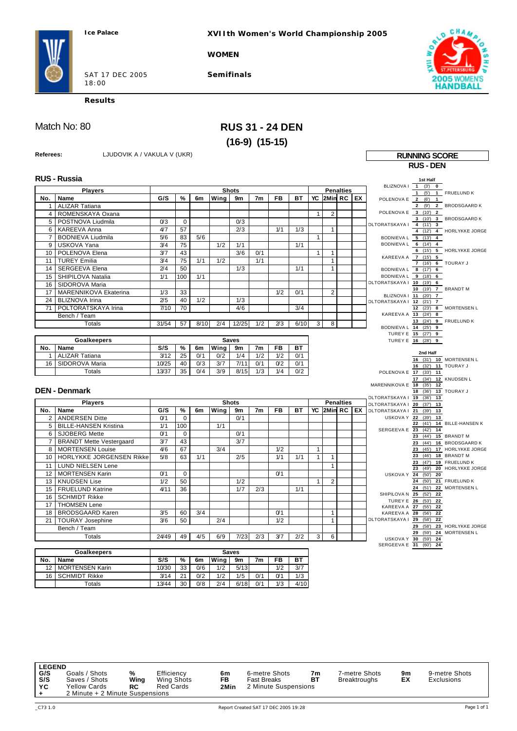Ice Palace

**XVIIth Women's World Championship 2005**

**WOMEN**

SAT 17 DEC 2005
18:00

**Semifinals**

**Results**

# Match No: 80

# RUS 31 - 24 DEN
## (16-9) (15-15)

**Referees:** LJUDOVIK A / VAKULA V (UKR)

## RUS - Russia

| No. | Name | G/S | % | 6m | Wing | 9m | 7m | FB | BT | YC | 2Min | RC | EX |
|---|---|---|---|---|---|---|---|---|---|---|---|---|---|
| 1 | ALIZAR Tatiana | | | | | | | | | | | | |
| 4 | ROMENSKAYA Oxana | | | | | | | | | 1 | 2 | | |
| 5 | POSTNOVA Liudmila | 0/3 | 0 | | | 0/3 | | | | | | | |
| 6 | KAREEVA Anna | 4/7 | 57 | | | 2/3 | | 1/1 | 1/3 | | 1 | | |
| 7 | BODNIEVA Liudmila | 5/6 | 83 | 5/6 | | | | | | 1 | | | |
| 9 | USKOVA Yana | 3/4 | 75 | | 1/2 | 1/1 | | | 1/1 | | | | |
| 10 | POLENOVA Elena | 3/7 | 43 | | | 3/6 | 0/1 | | | 1 | 1 | | |
| 11 | TUREY Emilia | 3/4 | 75 | 1/1 | 1/2 | | 1/1 | | | | 1 | | |
| 14 | SERGEEVA Elena | 2/4 | 50 | | | 1/3 | | | 1/1 | | 1 | | |
| 15 | SHIPILOVA Natalia | 1/1 | 100 | 1/1 | | | | | | | | | |
| 16 | SIDOROVA Maria | | | | | | | | | | | | |
| 17 | MARENNIKOVA Ekaterina | 1/3 | 33 | | | | | 1/2 | 0/1 | | 2 | | |
| 24 | BLIZNOVA Irina | 2/5 | 40 | 1/2 | | 1/3 | | | | | | | |
| 71 | POLTORATSKAYA Irina | 7/10 | 70 | | | 4/6 | | | 3/4 | | | | |
| | Bench / Team | | | | | | | | | | | | |
| | Totals | 31/54 | 57 | 8/10 | 2/4 | 12/25 | 1/2 | 2/3 | 6/10 | 3 | 8 | | |

| No. | Goalkeepers | S/S | % | 6m | Wing | 9m | 7m | FB | BT |
|---|---|---|---|---|---|---|---|---|---|
| 1 | ALIZAR Tatiana | 3/12 | 25 | 0/1 | 0/2 | 1/4 | 1/2 | 1/2 | 0/1 |
| 16 | SIDOROVA Maria | 10/25 | 40 | 0/3 | 3/7 | 7/11 | 0/1 | 0/2 | 0/1 |
| | Totals | 13/37 | 35 | 0/4 | 3/9 | 8/15 | 1/3 | 1/4 | 0/2 |

## DEN - Denmark

| No. | Name | G/S | % | 6m | Wing | 9m | 7m | FB | BT | YC | 2Min | RC | EX |
|---|---|---|---|---|---|---|---|---|---|---|---|---|---|
| 2 | ANDERSEN Ditte | 0/1 | 0 | | | 0/1 | | | | | | | |
| 5 | BILLE-HANSEN Kristina | 1/1 | 100 | | 1/1 | | | | | | | | |
| 6 | SJOBERG Mette | 0/1 | 0 | | | 0/1 | | | | | | | |
| 7 | BRANDT Mette Vestergaard | 3/7 | 43 | | | 3/7 | | | | | | | |
| 8 | MORTENSEN Louise | 4/6 | 67 | | 3/4 | | | 1/2 | | 1 | | | |
| 10 | HORLYKKE JORGENSEN Rikke | 5/8 | 63 | 1/1 | | 2/5 | | 1/1 | 1/1 | 1 | 1 | | |
| 11 | LUND NIELSEN Lene | | | | | | | | | | 1 | | |
| 12 | MORTENSEN Karin | 0/1 | 0 | | | | | 0/1 | | | | | |
| 13 | KNUDSEN Lise | 1/2 | 50 | | | 1/2 | | | | 1 | 2 | | |
| 15 | FRUELUND Katrine | 4/11 | 36 | | | 1/7 | 2/3 | | 1/1 | | | | |
| 16 | SCHMIDT Rikke | | | | | | | | | | | | |
| 17 | THOMSEN Lene | | | | | | | | | | | | |
| 18 | BRODSGAARD Karen | 3/5 | 60 | 3/4 | | | | 0/1 | | | 1 | | |
| 21 | TOURAY Josephine | 3/6 | 50 | | 2/4 | | | 1/2 | | | 1 | | |
| | Bench / Team | | | | | | | | | | | | |
| | Totals | 24/49 | 49 | 4/5 | 6/9 | 7/23 | 2/3 | 3/7 | 2/2 | 3 | 6 | | |

| No. | Goalkeepers | S/S | % | 6m | Wing | 9m | 7m | FB | BT |
|---|---|---|---|---|---|---|---|---|---|
| 12 | MORTENSEN Karin | 10/30 | 33 | 0/6 | 1/2 | 5/13 | | 1/2 | 3/7 |
| 16 | SCHMIDT Rikke | 3/14 | 21 | 0/2 | 1/2 | 1/5 | 0/1 | 0/1 | 1/3 |
| | Totals | 13/44 | 30 | 0/8 | 2/4 | 6/18 | 0/1 | 1/3 | 4/10 |

## RUNNING SCORE
### RUS - DEN

**1st Half**

| RUS | Score | Time | DEN |
|---|---|---|---|
| BLIZNOVA I | 1 - 0 | (3') | |
| | 1 - 1 | (5') | FRUELUND K |
| POLENOVA E | 2 - 1 | (6') | |
| | 2 - 2 | (9') | BRODSGAARD K |
| POLENOVA E | 3 - 2 | (10') | |
| | 3 - 3 | (10') | BRODSGAARD K |
| POLTORATSKAYA I | 4 - 3 | (11') | |
| | 4 - 4 | (12') | HORLYKKE JORGE |
| BODNIEVA L | 5 - 4 | (13') | |
| BODNIEVA L | 6 - 4 | (14') | |
| | 6 - 5 | (15') | HORLYKKE JORGE |
| KAREEVA A | 7 - 5 | (15') | |
| | 7 - 6 | (16') | TOURAY J |
| BODNIEVA L | 8 - 6 | (17') | |
| BODNIEVA L | 9 - 6 | (18') | |
| POLTORATSKAYA I | 10 - 6 | (19') | |
| | 10 - 7 | (19') | BRANDT M |
| BLIZNOVA I | 11 - 7 | (20') | |
| POLTORATSKAYA I | 12 - 7 | (21') | |
| | 12 - 8 | (23') | MORTENSEN L |
| KAREEVA A | 13 - 8 | (24') | |
| | 13 - 9 | (24') | FRUELUND K |
| BODNIEVA L | 14 - 9 | (25') | |
| TUREY E | 15 - 9 | (27') | |
| TUREY E | 16 - 9 | (28') | |

**2nd Half**

| RUS | Score | Time | DEN |
|---|---|---|---|
| | 16 - 10 | (31') | MORTENSEN L |
| | 16 - 11 | (32') | TOURAY J |
| POLENOVA E | 17 - 11 | (33') | |
| | 17 - 12 | (34') | KNUDSEN L |
| MARENNIKOVA E | 18 - 12 | (35') | |
| | 18 - 13 | (36') | TOURAY J |
| POLTORATSKAYA I | 19 - 13 | (36') | |
| POLTORATSKAYA I | 20 - 13 | (37') | |
| POLTORATSKAYA I | 21 - 13 | (39') | |
| USKOVA Y | 22 - 13 | (39') | |
| | 22 - 14 | (41') | BILLE-HANSEN K |
| SERGEEVA E | 23 - 14 | (42') | |
| | 23 - 15 | (44') | BRANDT M |
| | 23 - 16 | (44') | BRODSGAARD K |
| | 23 - 17 | (45') | HORLYKKE JORGE |
| | 23 - 18 | (46') | BRANDT M |
| | 23 - 19 | (47') | FRUELUND K |
| | 23 - 20 | (49') | HORLYKKE JORGE |
| USKOVA Y | 24 - 20 | (50') | |
| | 24 - 21 | (50') | FRUELUND K |
| | 24 - 22 | (51') | MORTENSEN L |
| SHIPILOVA N | 25 - 22 | (52') | |
| TUREY E | 26 - 22 | (53') | |
| KAREEVA A | 27 - 22 | (55') | |
| KAREEVA A | 28 - 22 | (56') | |
| POLTORATSKAYA I | 29 - 22 | (58') | |
| | 29 - 23 | (58') | HORLYKKE JORGE |
| | 29 - 24 | (59') | MORTENSEN L |
| USKOVA Y | 30 - 24 | (59') | |
| SERGEEVA E | 31 - 24 | (60') | |

**LEGEND**

| | | | | | | | | | |
|---|---|---|---|---|---|---|---|---|---|
| G/S | Goals / Shots | % | Efficiency | 6m | 6-metre Shots | 7m | 7-metre Shots | 9m | 9-metre Shots |
| S/S | Saves / Shots | Wing | Wing Shots | FB | Fast Breaks | BT | Breakthroughs | EX | Exclusions |
| YC | Yellow Cards | RC | Red Cards | 2Min | 2 Minute Suspensions | | | | |
| + | 2 Minute + 2 Minute Suspensions | | | | | | | | |

_C73 1.0 Report Created SAT 17 DEC 2005 19:28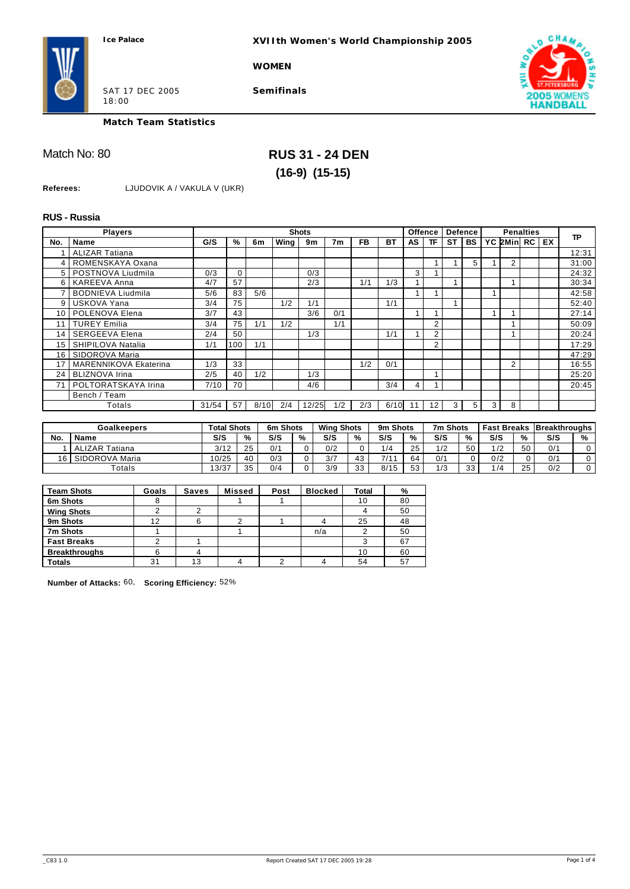Ice Palace

**XVIIth Women's World Championship 2005**

**WOMEN**

SAT 17 DEC 2005 18:00

**Semifinals**

**Match Team Statistics**

Match No: 80

## RUS 31 - 24 DEN
### (16-9) (15-15)

**Referees:** LJUDOVIK A / VAKULA V (UKR)

### RUS - Russia

| Players | | Shots | | | | | | | | Offence | | Defence | | Penalties | | | | TP |
|---|---|---|---|---|---|---|---|---|---|---|---|---|---|---|---|---|---|---|
| No. | Name | G/S | % | 6m | Wing | 9m | 7m | FB | BT | AS | TF | ST | BS | YC | 2Min | RC | EX | |
| 1 | ALIZAR Tatiana | | | | | | | | | | | | | | | | | 12:31 |
| 4 | ROMENSKAYA Oxana | | | | | | | | | | 1 | 1 | 5 | 1 | 2 | | | 31:00 |
| 5 | POSTNOVA Liudmila | 0/3 | 0 | | | 0/3 | | | | 3 | 1 | | | | | | | 24:32 |
| 6 | KAREEVA Anna | 4/7 | 57 | | | 2/3 | | 1/1 | 1/3 | | | 1 | | | 1 | | | 30:34 |
| 7 | BODNIEVA Liudmila | 5/6 | 83 | 5/6 | | | | | | 1 | 1 | | | 1 | | | | 42:58 |
| 9 | USKOVA Yana | 3/4 | 75 | | 1/2 | 1/1 | | | 1/1 | | | 1 | | | | | | 52:40 |
| 10 | POLENOVA Elena | 3/7 | 43 | | | 3/6 | 0/1 | | | 1 | 1 | | | 1 | 1 | | | 27:14 |
| 11 | TUREY Emilia | 3/4 | 75 | 1/1 | 1/2 | | 1/1 | | | | 2 | | | | 1 | | | 50:09 |
| 14 | SERGEEVA Elena | 2/4 | 50 | | | 1/3 | | | 1/1 | 1 | 2 | | | | 1 | | | 20:24 |
| 15 | SHIPILOVA Natalia | 1/1 | 100 | 1/1 | | | | | | | 2 | | | | | | | 17:29 |
| 16 | SIDOROVA Maria | | | | | | | | | | | | | | | | | 47:29 |
| 17 | MARENNIKOVA Ekaterina | 1/3 | 33 | | | | | 1/2 | 0/1 | | | | | | 2 | | | 16:55 |
| 24 | BLIZNOVA Irina | 2/5 | 40 | 1/2 | | 1/3 | | | | | 1 | | | | | | | 25:20 |
| 71 | POLTORATSKAYA Irina | 7/10 | 70 | | | 4/6 | | | 3/4 | 4 | 1 | | | | | | | 20:45 |
| | Bench / Team | | | | | | | | | | | | | | | | | |
| | Totals | 31/54 | 57 | 8/10 | 2/4 | 12/25 | 1/2 | 2/3 | 6/10 | 11 | 12 | 3 | 5 | 3 | 8 | | | |

| Goalkeepers | | Total Shots | | 6m Shots | | Wing Shots | | 9m Shots | | 7m Shots | | Fast Breaks | | Breakthroughs | |
|---|---|---|---|---|---|---|---|---|---|---|---|---|---|---|---|
| No. | Name | S/S | % | S/S | % | S/S | % | S/S | % | S/S | % | S/S | % | S/S | % |
| 1 | ALIZAR Tatiana | 3/12 | 25 | 0/1 | 0 | 0/2 | 0 | 1/4 | 25 | 1/2 | 50 | 1/2 | 50 | 0/1 | 0 |
| 16 | SIDOROVA Maria | 10/25 | 40 | 0/3 | 0 | 3/7 | 43 | 7/11 | 64 | 0/1 | 0 | 0/2 | 0 | 0/1 | 0 |
| | Totals | 13/37 | 35 | 0/4 | 0 | 3/9 | 33 | 8/15 | 53 | 1/3 | 33 | 1/4 | 25 | 0/2 | 0 |

| Team Shots | Goals | Saves | Missed | Post | Blocked | Total | % |
|---|---|---|---|---|---|---|---|
| 6m Shots | 8 | | 1 | 1 | | 10 | 80 |
| Wing Shots | 2 | 2 | | | | 4 | 50 |
| 9m Shots | 12 | 6 | 2 | 1 | 4 | 25 | 48 |
| 7m Shots | 1 | | 1 | | n/a | 2 | 50 |
| Fast Breaks | 2 | 1 | | | | 3 | 67 |
| Breakthroughs | 6 | 4 | | | | 10 | 60 |
| Totals | 31 | 13 | 4 | 2 | 4 | 54 | 57 |

**Number of Attacks:** 60, **Scoring Efficiency:** 52%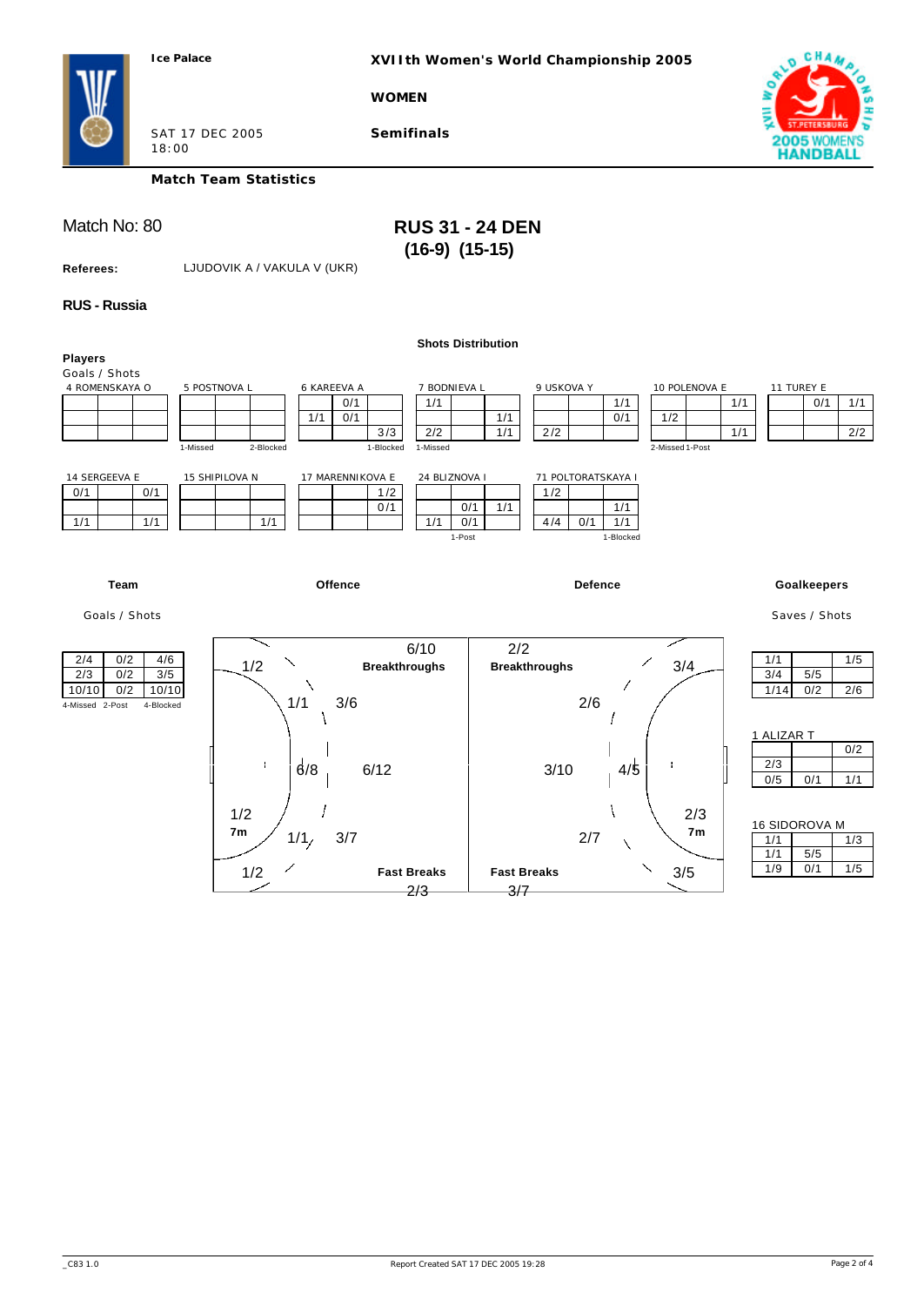Ice Palace

**XVIIth Women's World Championship 2005**

**WOMEN**

SAT 17 DEC 2005
18:00

**Semifinals**

**Match Team Statistics**

Match No: 80

## RUS 31 - 24 DEN
### (16-9) (15-15)

**Referees:** LJUDOVIK A / VAKULA V (UKR)

### RUS - Russia

**Shots Distribution**

**Players**
Goals / Shots

4 ROMENSKAYA O

| | | |
|---|---|---|
| | | |
| | | |
| | | |

5 POSTNOVA L

| | | |
|---|---|---|
| | | |
| | | |
| | | |

1-Missed 2-Blocked

6 KAREEVA A

| | | |
|---|---|---|
| | 0/1 | |
| 1/1 | 0/1 | |
| | | 3/3 |

1-Blocked

7 BODNIEVA L

| | | |
|---|---|---|
| 1/1 | | |
| | | 1/1 |
| 2/2 | | 1/1 |

1-Missed

9 USKOVA Y

| | | |
|---|---|---|
| | | 1/1 |
| | | 0/1 |
| 2/2 | | |

10 POLENOVA E

| | | |
|---|---|---|
| | | 1/1 |
| 1/2 | | |
| | | 1/1 |

2-Missed 1-Post

11 TUREY E

| | | |
|---|---|---|
| | 0/1 | 1/1 |
| | | |
| | | 2/2 |

14 SERGEEVA E

| | | |
|---|---|---|
| 0/1 | | 0/1 |
| | | |
| 1/1 | | 1/1 |

15 SHIPILOVA N

| | | |
|---|---|---|
| | | |
| | | |
| | | 1/1 |

17 MARENNIKOVA E

| | | |
|---|---|---|
| | | 1/2 |
| | | 0/1 |
| | | |

24 BLIZNOVA I

| | | |
|---|---|---|
| | | |
| | 0/1 | 1/1 |
| 1/1 | 0/1 | |

1-Post

71 POLTORATSKAYA I

| | | |
|---|---|---|
| 1/2 | | |
| | | 1/1 |
| 4/4 | 0/1 | 1/1 |

1-Blocked

**Team**

Goals / Shots

| | | |
|---|---|---|
| 2/4 | 0/2 | 4/6 |
| 2/3 | 0/2 | 3/5 |
| 10/10 | 0/2 | 10/10 |

4-Missed 2-Post 4-Blocked

**Offence**

- Breakthroughs: 6/10
- Fast Breaks: 2/3
- Left wing: 1/2
- Left back (near): 1/1, Left back: 3/6
- Pivot: 6/8, Centre back: 6/12
- 7m: 1/2
- Right back (near): 1/1, Right back: 3/7
- Right wing: 1/2

**Defence**

- Breakthroughs: 2/2
- Fast Breaks: 3/7
- Right wing: 3/4
- Right back: 2/6
- Centre back: 3/10, Pivot: 4/5
- 7m: 2/3
- Left back: 2/7
- Left wing: 3/5

**Goalkeepers**

Saves / Shots

| | | |
|---|---|---|
| 1/1 | | 1/5 |
| 3/4 | 5/5 | |
| 1/14 | 0/2 | 2/6 |

1 ALIZAR T

| | | |
|---|---|---|
| | | 0/2 |
| 2/3 | | |
| 0/5 | 0/1 | 1/1 |

16 SIDOROVA M

| | | |
|---|---|---|
| 1/1 | | 1/3 |
| 1/1 | 5/5 | |
| 1/9 | 0/1 | 1/5 |

_C83 1.0 Report Created SAT 17 DEC 2005 19:28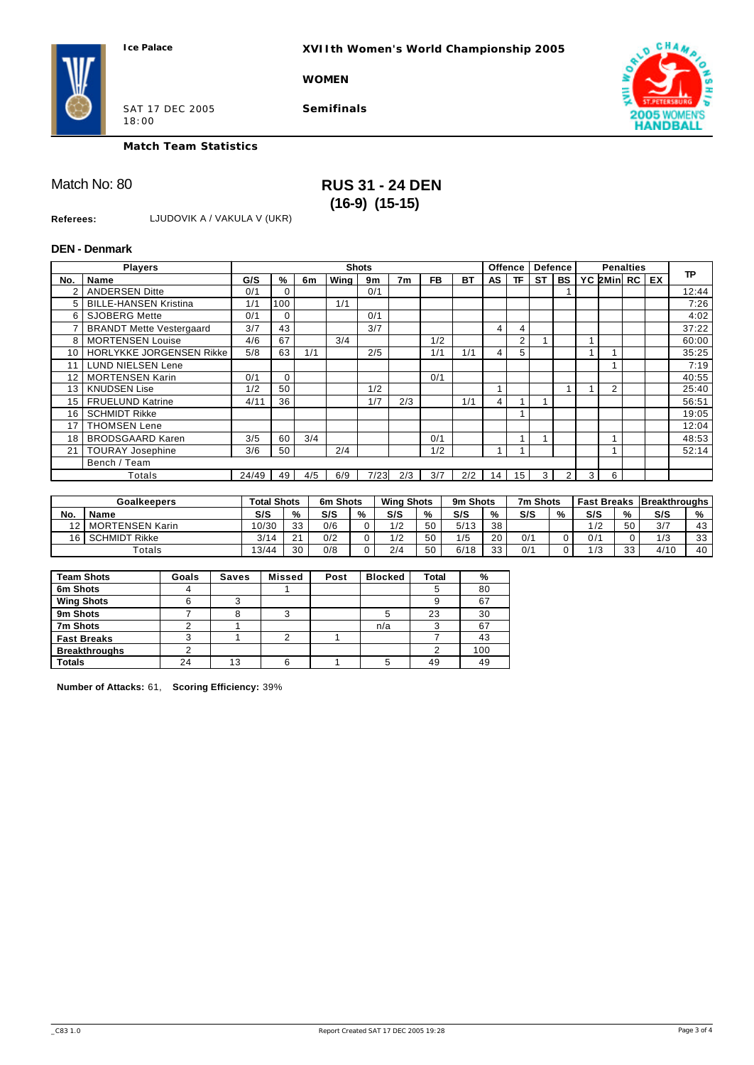**Ice Palace**

**XVIIth Women's World Championship 2005**

**WOMEN**

SAT 17 DEC 2005
18:00

**Semifinals**

**Match Team Statistics**

## Match No: 80

## RUS 31 - 24 DEN
## (16-9) (15-15)

**Referees:** LJUDOVIK A / VAKULA V (UKR)

### DEN - Denmark

| Players | | Shots | | | | | | | | Offence | | Defence | | Penalties | | | | TP |
|---|---|---|---|---|---|---|---|---|---|---|---|---|---|---|---|---|---|---|
| No. | Name | G/S | % | 6m | Wing | 9m | 7m | FB | BT | AS | TF | ST | BS | YC | 2Min | RC | EX | |
| 2 | ANDERSEN Ditte | 0/1 | 0 | | | 0/1 | | | | | | | 1 | | | | | 12:44 |
| 5 | BILLE-HANSEN Kristina | 1/1 | 100 | | 1/1 | | | | | | | | | | | | | 7:26 |
| 6 | SJOBERG Mette | 0/1 | 0 | | | 0/1 | | | | | | | | | | | | 4:02 |
| 7 | BRANDT Mette Vestergaard | 3/7 | 43 | | | 3/7 | | | | 4 | 4 | | | | | | | 37:22 |
| 8 | MORTENSEN Louise | 4/6 | 67 | | 3/4 | | | 1/2 | | | 2 | 1 | | 1 | | | | 60:00 |
| 10 | HORLYKKE JORGENSEN Rikke | 5/8 | 63 | 1/1 | | 2/5 | | 1/1 | 1/1 | 4 | 5 | | | 1 | 1 | | | 35:25 |
| 11 | LUND NIELSEN Lene | | | | | | | | | | | | | | 1 | | | 7:19 |
| 12 | MORTENSEN Karin | 0/1 | 0 | | | | | 0/1 | | | | | | | | | | 40:55 |
| 13 | KNUDSEN Lise | 1/2 | 50 | | | 1/2 | | | | 1 | | | 1 | 1 | 2 | | | 25:40 |
| 15 | FRUELUND Katrine | 4/11 | 36 | | | 1/7 | 2/3 | | 1/1 | 4 | 1 | 1 | | | | | | 56:51 |
| 16 | SCHMIDT Rikke | | | | | | | | | | 1 | | | | | | | 19:05 |
| 17 | THOMSEN Lene | | | | | | | | | | | | | | | | | 12:04 |
| 18 | BRODSGAARD Karen | 3/5 | 60 | 3/4 | | | | 0/1 | | | 1 | 1 | | | 1 | | | 48:53 |
| 21 | TOURAY Josephine | 3/6 | 50 | | 2/4 | | | 1/2 | | 1 | 1 | | | | 1 | | | 52:14 |
| | Bench / Team | | | | | | | | | | | | | | | | | |
| | Totals | 24/49 | 49 | 4/5 | 6/9 | 7/23 | 2/3 | 3/7 | 2/2 | 14 | 15 | 3 | 2 | 3 | 6 | | | |

| Goalkeepers | | Total Shots | | 6m Shots | | Wing Shots | | 9m Shots | | 7m Shots | | Fast Breaks | | Breakthroughs | |
|---|---|---|---|---|---|---|---|---|---|---|---|---|---|---|---|
| No. | Name | S/S | % | S/S | % | S/S | % | S/S | % | S/S | % | S/S | % | S/S | % |
| 12 | MORTENSEN Karin | 10/30 | 33 | 0/6 | 0 | 1/2 | 50 | 5/13 | 38 | | | 1/2 | 50 | 3/7 | 43 |
| 16 | SCHMIDT Rikke | 3/14 | 21 | 0/2 | 0 | 1/2 | 50 | 1/5 | 20 | 0/1 | 0 | 0/1 | 0 | 1/3 | 33 |
| | Totals | 13/44 | 30 | 0/8 | 0 | 2/4 | 50 | 6/18 | 33 | 0/1 | 0 | 1/3 | 33 | 4/10 | 40 |

| Team Shots | Goals | Saves | Missed | Post | Blocked | Total | % |
|---|---|---|---|---|---|---|---|
| 6m Shots | 4 | | 1 | | | 5 | 80 |
| Wing Shots | 6 | 3 | | | | 9 | 67 |
| 9m Shots | 7 | 8 | 3 | | 5 | 23 | 30 |
| 7m Shots | 2 | 1 | | | n/a | 3 | 67 |
| Fast Breaks | 3 | 1 | 2 | 1 | | 7 | 43 |
| Breakthroughs | 2 | | | | | 2 | 100 |
| Totals | 24 | 13 | 6 | 1 | 5 | 49 | 49 |

**Number of Attacks:** 61, **Scoring Efficiency:** 39%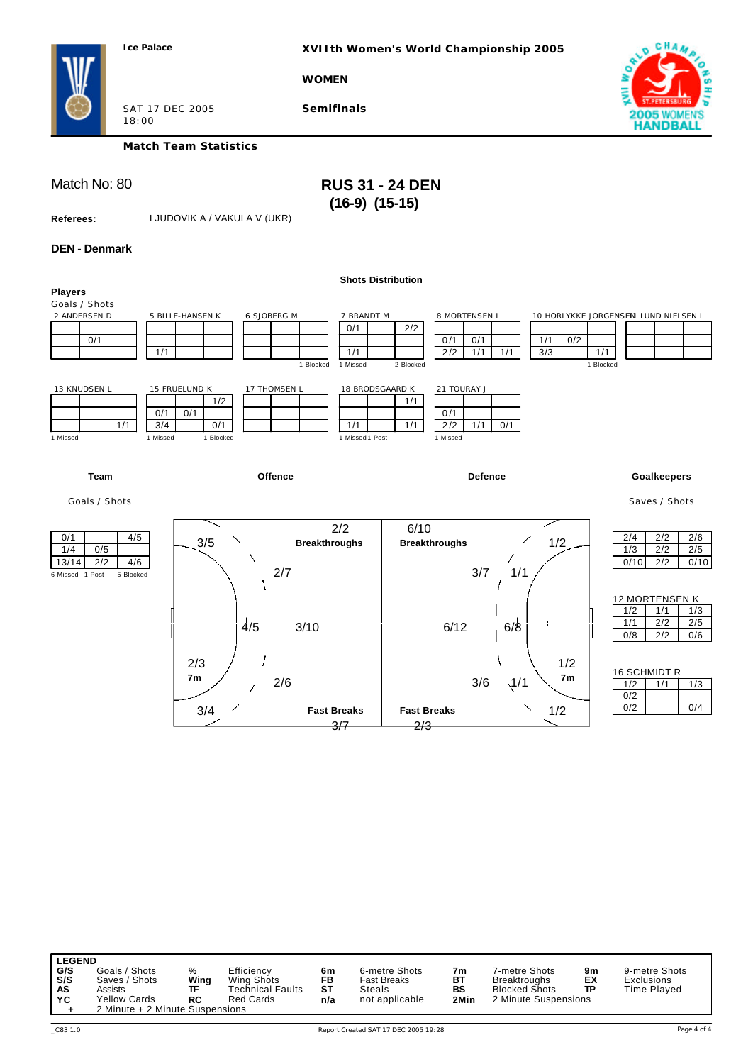Ice Palace

XVIIth Women's World Championship 2005

WOMEN

SAT 17 DEC 2005
18:00

Semifinals

**Match Team Statistics**

Match No: 80

## RUS 31 - 24 DEN
## (16-9) (15-15)

**Referees:** LJUDOVIK A / VAKULA V (UKR)

### DEN - Denmark

**Shots Distribution**

**Players**
Goals / Shots

2 ANDERSEN D

| | | |
|---|---|---|
| | | |
| | 0/1 | |
| | | |

5 BILLE-HANSEN K

| | | |
|---|---|---|
| | | |
| | | |
| 1/1 | | |

6 SJOBERG M

| | | |
|---|---|---|
| | | |
| | | |
| | | |

1-Blocked

7 BRANDT M

| | | |
|---|---|---|
| 0/1 | | 2/2 |
| | | |
| 1/1 | | |

1-Missed 2-Blocked

8 MORTENSEN L

| | | |
|---|---|---|
| | | |
| 0/1 | 0/1 | |
| 2/2 | 1/1 | 1/1 |

10 HORLYKKE JORGENSEN L

| | | |
|---|---|---|
| | | |
| 1/1 | 0/2 | |
| 3/3 | | 1/1 |

1-Blocked

11 LUND NIELSEN L

| | | |
|---|---|---|
| | | |
| | | |
| | | |

13 KNUDSEN L

| | | |
|---|---|---|
| | | |
| | | |
| | | 1/1 |

1-Missed

15 FRUELUND K

| | | |
|---|---|---|
| | | 1/2 |
| 0/1 | 0/1 | |
| 3/4 | | 0/1 |

1-Missed 1-Blocked

17 THOMSEN L

| | | |
|---|---|---|
| | | |
| | | |
| | | |

18 BRODSGAARD K

| | | |
|---|---|---|
| | | 1/1 |
| | | |
| 1/1 | | 1/1 |

1-Missed 1-Post

21 TOURAY J

| | | |
|---|---|---|
| | | |
| 0/1 | | |
| 2/2 | 1/1 | 0/1 |

1-Missed

**Team**

Goals / Shots

| | | |
|---|---|---|
| 0/1 | | 4/5 |
| 1/4 | 0/5 | |
| 13/14 | 2/2 | 4/6 |

6-Missed 1-Post 5-Blocked

**Offence**

- Breakthroughs: 2/2
- Wing (left): 3/5
- 9m (left): 2/7
- 6m (left): 4/5
- 6m (centre): 3/10
- 7m: 2/3
- 9m (right): 2/6
- Wing (right): 3/4
- Fast Breaks: 3/7

**Defence**

- Breakthroughs: 6/10
- Wing (left): 1/2
- 9m: 3/7
- 6m: 1/1
- 6m (centre): 6/12
- 6m: 6/8
- 7m: 1/2
- 9m: 3/6
- 6m: 1/1
- Wing (right): 1/2
- Fast Breaks: 2/3

**Goalkeepers**

Saves / Shots

| | | |
|---|---|---|
| 2/4 | 2/2 | 2/6 |
| 1/3 | 2/2 | 2/5 |
| 0/10 | 2/2 | 0/10 |

12 MORTENSEN K

| | | |
|---|---|---|
| 1/2 | 1/1 | 1/3 |
| 1/1 | 2/2 | 2/5 |
| 0/8 | 2/2 | 0/6 |

16 SCHMIDT R

| | | |
|---|---|---|
| 1/2 | 1/1 | 1/3 |
| 0/2 | | |
| 0/2 | | 0/4 |

**LEGEND**

| | | | | | | | | | |
|---|---|---|---|---|---|---|---|---|---|
| **G/S** | Goals / Shots | **%** | Efficiency | **6m** | 6-metre Shots | **7m** | 7-metre Shots | **9m** | 9-metre Shots |
| **S/S** | Saves / Shots | **Wing** | Wing Shots | **FB** | Fast Breaks | **BT** | Breaktroughs | **EX** | Exclusions |
| **AS** | Assists | **TF** | Technical Faults | **ST** | Steals | **BS** | Blocked Shots | **TP** | Time Played |
| **YC** | Yellow Cards | **RC** | Red Cards | **n/a** | not applicable | **2Min** | 2 Minute Suspensions | | |
| **+** | 2 Minute + 2 Minute Suspensions | | | | | | | | |

_C83 1.0 Report Created SAT 17 DEC 2005 19:28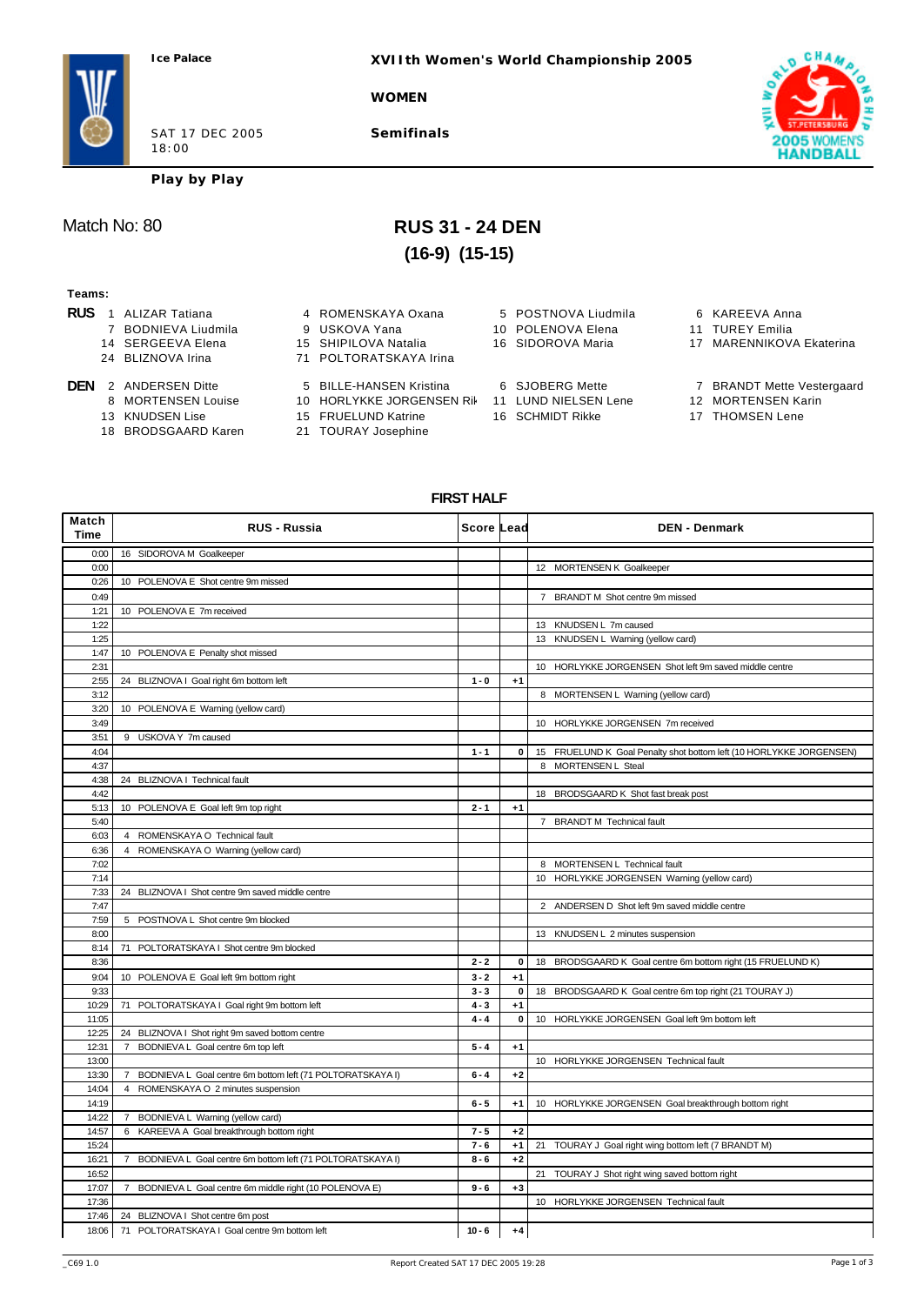Ice Palace

**XVIIth Women's World Championship 2005**

**WOMEN**

SAT 17 DEC 2005
18:00

**Semifinals**

**Play by Play**

Match No: 80

## RUS 31 - 24 DEN
## (16-9) (15-15)

**Teams:**

**RUS** 1 ALIZAR Tatiana, 4 ROMENSKAYA Oxana, 5 POSTNOVA Liudmila, 6 KAREEVA Anna, 7 BODNIEVA Liudmila, 9 USKOVA Yana, 10 POLENOVA Elena, 11 TUREY Emilia, 14 SERGEEVA Elena, 15 SHIPILOVA Natalia, 16 SIDOROVA Maria, 17 MARENNIKOVA Ekaterina, 24 BLIZNOVA Irina, 71 POLTORATSKAYA Irina

**DEN** 2 ANDERSEN Ditte, 5 BILLE-HANSEN Kristina, 6 SJOBERG Mette, 7 BRANDT Mette Vestergaard, 8 MORTENSEN Louise, 10 HORLYKKE JORGENSEN Rik, 11 LUND NIELSEN Lene, 12 MORTENSEN Karin, 13 KNUDSEN Lise, 15 FRUELUND Katrine, 16 SCHMIDT Rikke, 17 THOMSEN Lene, 18 BRODSGAARD Karen, 21 TOURAY Josephine

### FIRST HALF

| Match Time | RUS - Russia | Score | Lead | DEN - Denmark |
|---|---|---|---|---|
| 0:00 | 16 SIDOROVA M Goalkeeper | | | |
| 0:00 | | | | 12 MORTENSEN K Goalkeeper |
| 0:26 | 10 POLENOVA E Shot centre 9m missed | | | |
| 0:49 | | | | 7 BRANDT M Shot centre 9m missed |
| 1:21 | 10 POLENOVA E 7m received | | | |
| 1:22 | | | | 13 KNUDSEN L 7m caused |
| 1:25 | | | | 13 KNUDSEN L Warning (yellow card) |
| 1:47 | 10 POLENOVA E Penalty shot missed | | | |
| 2:31 | | | | 10 HORLYKKE JORGENSEN Shot left 9m saved middle centre |
| 2:55 | 24 BLIZNOVA I Goal right 6m bottom left | 1 - 0 | +1 | |
| 3:12 | | | | 8 MORTENSEN L Warning (yellow card) |
| 3:20 | 10 POLENOVA E Warning (yellow card) | | | |
| 3:49 | | | | 10 HORLYKKE JORGENSEN 7m received |
| 3:51 | 9 USKOVA Y 7m caused | | | |
| 4:04 | | 1 - 1 | 0 | 15 FRUELUND K Goal Penalty shot bottom left (10 HORLYKKE JORGENSEN) |
| 4:37 | | | | 8 MORTENSEN L Steal |
| 4:38 | 24 BLIZNOVA I Technical fault | | | |
| 4:42 | | | | 18 BRODSGAARD K Shot fast break post |
| 5:13 | 10 POLENOVA E Goal left 9m top right | 2 - 1 | +1 | |
| 5:40 | | | | 7 BRANDT M Technical fault |
| 6:03 | 4 ROMENSKAYA O Technical fault | | | |
| 6:36 | 4 ROMENSKAYA O Warning (yellow card) | | | |
| 7:02 | | | | 8 MORTENSEN L Technical fault |
| 7:14 | | | | 10 HORLYKKE JORGENSEN Warning (yellow card) |
| 7:33 | 24 BLIZNOVA I Shot centre 9m saved middle centre | | | |
| 7:47 | | | | 2 ANDERSEN D Shot left 9m saved middle centre |
| 7:59 | 5 POSTNOVA L Shot centre 9m blocked | | | |
| 8:00 | | | | 13 KNUDSEN L 2 minutes suspension |
| 8:14 | 71 POLTORATSKAYA I Shot centre 9m blocked | | | |
| 8:36 | | 2 - 2 | 0 | 18 BRODSGAARD K Goal centre 6m bottom right (15 FRUELUND K) |
| 9:04 | 10 POLENOVA E Goal left 9m bottom right | 3 - 2 | +1 | |
| 9:33 | | 3 - 3 | 0 | 18 BRODSGAARD K Goal centre 6m top right (21 TOURAY J) |
| 10:29 | 71 POLTORATSKAYA I Goal right 9m bottom left | 4 - 3 | +1 | |
| 11:05 | | 4 - 4 | 0 | 10 HORLYKKE JORGENSEN Goal left 9m bottom left |
| 12:25 | 24 BLIZNOVA I Shot right 9m saved bottom centre | | | |
| 12:31 | 7 BODNIEVA L Goal centre 6m top left | 5 - 4 | +1 | |
| 13:00 | | | | 10 HORLYKKE JORGENSEN Technical fault |
| 13:30 | 7 BODNIEVA L Goal centre 6m bottom left (71 POLTORATSKAYA I) | 6 - 4 | +2 | |
| 14:04 | 4 ROMENSKAYA O 2 minutes suspension | | | |
| 14:19 | | 6 - 5 | +1 | 10 HORLYKKE JORGENSEN Goal breakthrough bottom right |
| 14:22 | 7 BODNIEVA L Warning (yellow card) | | | |
| 14:57 | 6 KAREEVA A Goal breakthrough bottom right | 7 - 5 | +2 | |
| 15:24 | | 7 - 6 | +1 | 21 TOURAY J Goal right wing bottom left (7 BRANDT M) |
| 16:21 | 7 BODNIEVA L Goal centre 6m bottom left (71 POLTORATSKAYA I) | 8 - 6 | +2 | |
| 16:52 | | | | 21 TOURAY J Shot right wing saved bottom right |
| 17:07 | 7 BODNIEVA L Goal centre 6m middle right (10 POLENOVA E) | 9 - 6 | +3 | |
| 17:36 | | | | 10 HORLYKKE JORGENSEN Technical fault |
| 17:46 | 24 BLIZNOVA I Shot centre 6m post | | | |
| 18:06 | 71 POLTORATSKAYA I Goal centre 9m bottom left | 10 - 6 | +4 | |

_C69 1.0 Report Created SAT 17 DEC 2005 19:28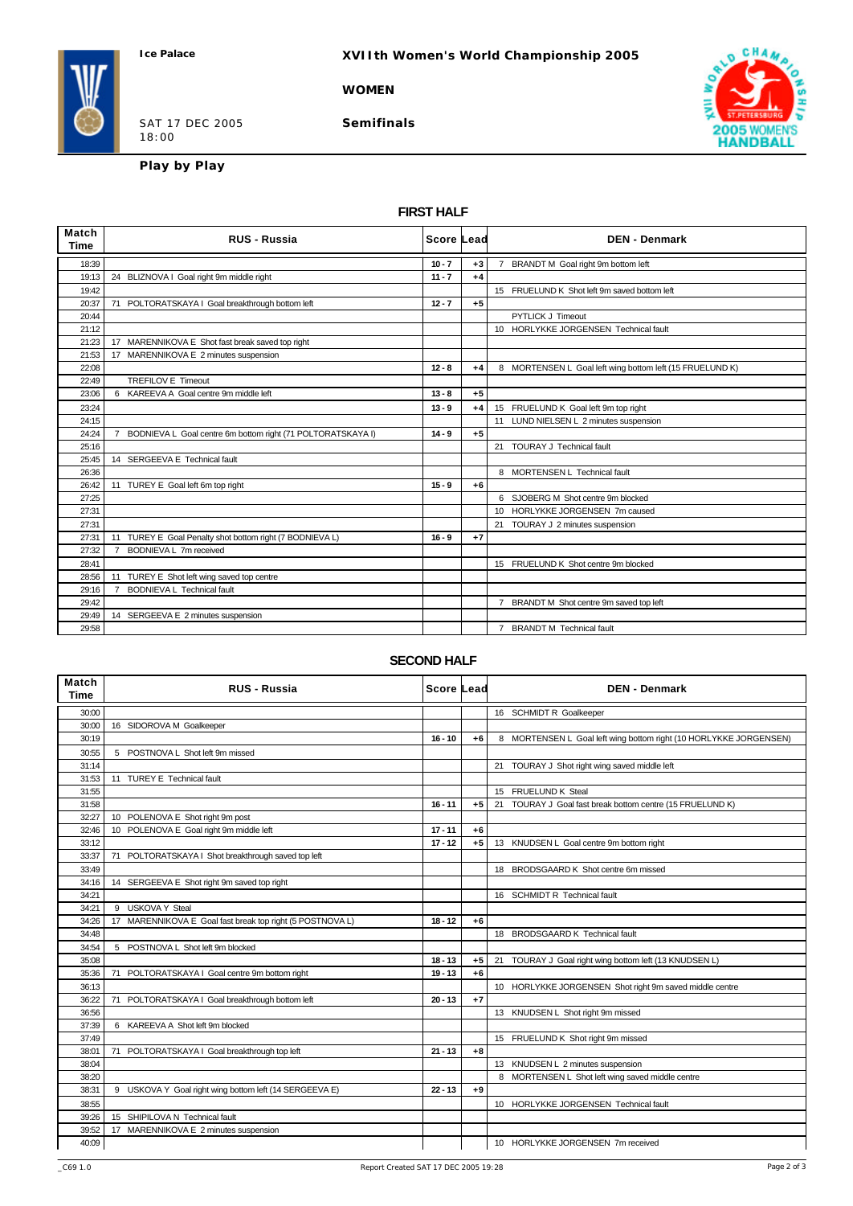**Ice Palace**

**XVIIth Women's World Championship 2005**

**WOMEN**

SAT 17 DEC 2005
18:00

**Semifinals**

**Play by Play**

## FIRST HALF

| Match Time | RUS - Russia | Score | Lead | DEN - Denmark |
|---|---|---|---|---|
| 18:39 | | 10 - 7 | +3 | 7 BRANDT M Goal right 9m bottom left |
| 19:13 | 24 BLIZNOVA I Goal right 9m middle right | 11 - 7 | +4 | |
| 19:42 | | | | 15 FRUELUND K Shot left 9m saved bottom left |
| 20:37 | 71 POLTORATSKAYA I Goal breakthrough bottom left | 12 - 7 | +5 | |
| 20:44 | | | | PYTLICK J Timeout |
| 21:12 | | | | 10 HORLYKKE JORGENSEN Technical fault |
| 21:23 | 17 MARENNIKOVA E Shot fast break saved top right | | | |
| 21:53 | 17 MARENNIKOVA E 2 minutes suspension | | | |
| 22:08 | | 12 - 8 | +4 | 8 MORTENSEN L Goal left wing bottom left (15 FRUELUND K) |
| 22:49 | TREFILOV E Timeout | | | |
| 23:06 | 6 KAREEVA A Goal centre 9m middle left | 13 - 8 | +5 | |
| 23:24 | | 13 - 9 | +4 | 15 FRUELUND K Goal left 9m top right |
| 24:15 | | | | 11 LUND NIELSEN L 2 minutes suspension |
| 24:24 | 7 BODNIEVA L Goal centre 6m bottom right (71 POLTORATSKAYA I) | 14 - 9 | +5 | |
| 25:16 | | | | 21 TOURAY J Technical fault |
| 25:45 | 14 SERGEEVA E Technical fault | | | |
| 26:36 | | | | 8 MORTENSEN L Technical fault |
| 26:42 | 11 TUREY E Goal left 6m top right | 15 - 9 | +6 | |
| 27:25 | | | | 6 SJOBERG M Shot centre 9m blocked |
| 27:31 | | | | 10 HORLYKKE JORGENSEN 7m caused |
| 27:31 | | | | 21 TOURAY J 2 minutes suspension |
| 27:31 | 11 TUREY E Goal Penalty shot bottom right (7 BODNIEVA L) | 16 - 9 | +7 | |
| 27:32 | 7 BODNIEVA L 7m received | | | |
| 28:41 | | | | 15 FRUELUND K Shot centre 9m blocked |
| 28:56 | 11 TUREY E Shot left wing saved top centre | | | |
| 29:16 | 7 BODNIEVA L Technical fault | | | |
| 29:42 | | | | 7 BRANDT M Shot centre 9m saved top left |
| 29:49 | 14 SERGEEVA E 2 minutes suspension | | | |
| 29:58 | | | | 7 BRANDT M Technical fault |

## SECOND HALF

| Match Time | RUS - Russia | Score | Lead | DEN - Denmark |
|---|---|---|---|---|
| 30:00 | | | | 16 SCHMIDT R Goalkeeper |
| 30:00 | 16 SIDOROVA M Goalkeeper | | | |
| 30:19 | | 16 - 10 | +6 | 8 MORTENSEN L Goal left wing bottom right (10 HORLYKKE JORGENSEN) |
| 30:55 | 5 POSTNOVA L Shot left 9m missed | | | |
| 31:14 | | | | 21 TOURAY J Shot right wing saved middle left |
| 31:53 | 11 TUREY E Technical fault | | | |
| 31:55 | | | | 15 FRUELUND K Steal |
| 31:58 | | 16 - 11 | +5 | 21 TOURAY J Goal fast break bottom centre (15 FRUELUND K) |
| 32:27 | 10 POLENOVA E Shot right 9m post | | | |
| 32:46 | 10 POLENOVA E Goal right 9m middle left | 17 - 11 | +6 | |
| 33:12 | | 17 - 12 | +5 | 13 KNUDSEN L Goal centre 9m bottom right |
| 33:37 | 71 POLTORATSKAYA I Shot breakthrough saved top left | | | |
| 33:49 | | | | 18 BRODSGAARD K Shot centre 6m missed |
| 34:16 | 14 SERGEEVA E Shot right 9m saved top right | | | |
| 34:21 | | | | 16 SCHMIDT R Technical fault |
| 34:21 | 9 USKOVA Y Steal | | | |
| 34:26 | 17 MARENNIKOVA E Goal fast break top right (5 POSTNOVA L) | 18 - 12 | +6 | |
| 34:48 | | | | 18 BRODSGAARD K Technical fault |
| 34:54 | 5 POSTNOVA L Shot left 9m blocked | | | |
| 35:08 | | 18 - 13 | +5 | 21 TOURAY J Goal right wing bottom left (13 KNUDSEN L) |
| 35:36 | 71 POLTORATSKAYA I Goal centre 9m bottom right | 19 - 13 | +6 | |
| 36:13 | | | | 10 HORLYKKE JORGENSEN Shot right 9m saved middle centre |
| 36:22 | 71 POLTORATSKAYA I Goal breakthrough bottom left | 20 - 13 | +7 | |
| 36:56 | | | | 13 KNUDSEN L Shot right 9m missed |
| 37:39 | 6 KAREEVA A Shot left 9m blocked | | | |
| 37:49 | | | | 15 FRUELUND K Shot right 9m missed |
| 38:01 | 71 POLTORATSKAYA I Goal breakthrough top left | 21 - 13 | +8 | |
| 38:04 | | | | 13 KNUDSEN L 2 minutes suspension |
| 38:20 | | | | 8 MORTENSEN L Shot left wing saved middle centre |
| 38:31 | 9 USKOVA Y Goal right wing bottom left (14 SERGEEVA E) | 22 - 13 | +9 | |
| 38:55 | | | | 10 HORLYKKE JORGENSEN Technical fault |
| 39:26 | 15 SHIPILOVA N Technical fault | | | |
| 39:52 | 17 MARENNIKOVA E 2 minutes suspension | | | |
| 40:09 | | | | 10 HORLYKKE JORGENSEN 7m received |

_C69 1.0 Report Created SAT 17 DEC 2005 19:28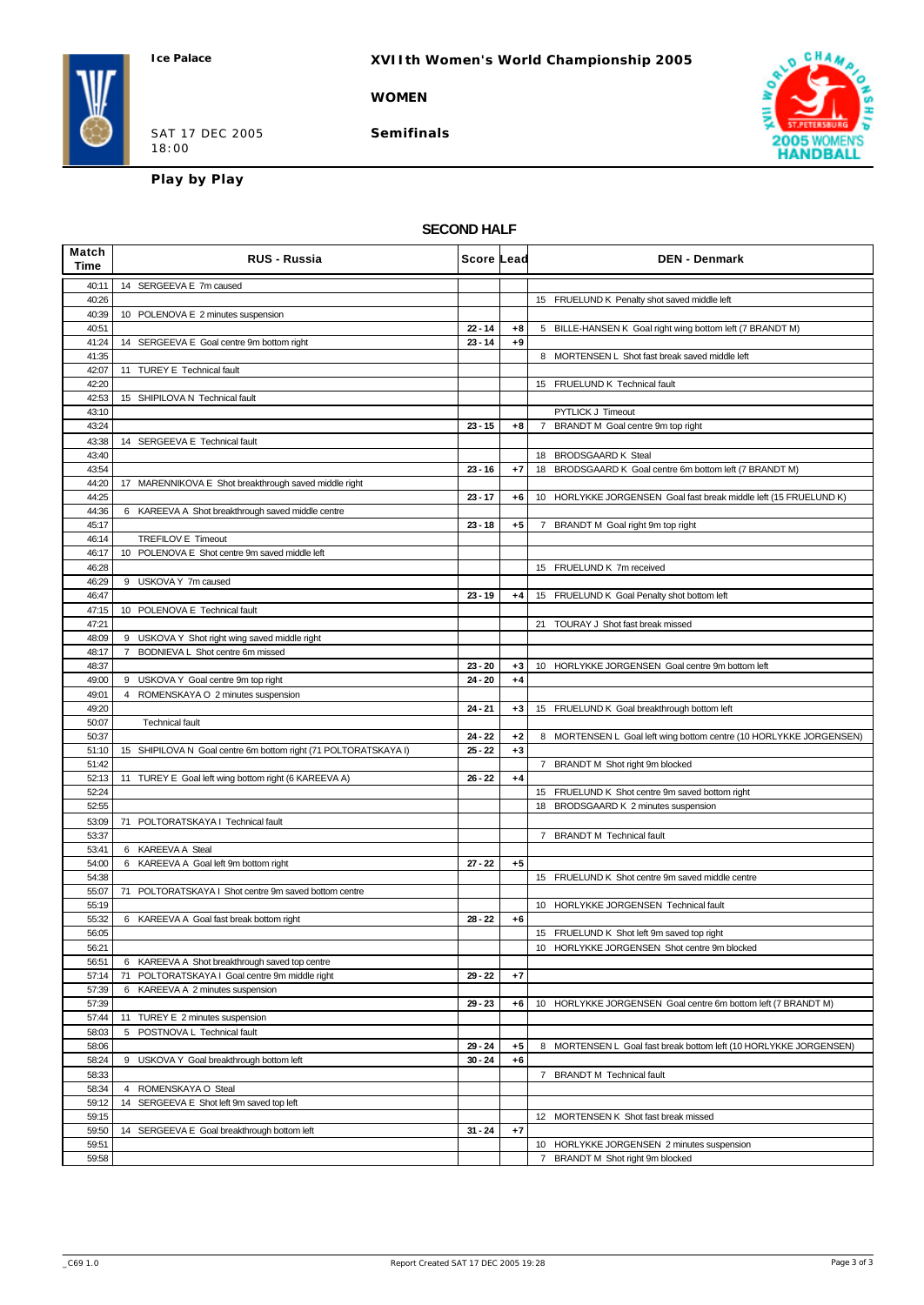Ice Palace

# XVIIth Women's World Championship 2005

**WOMEN**

SAT 17 DEC 2005
18:00

**Semifinals**

**Play by Play**

## SECOND HALF

| Match Time | RUS - Russia | Score | Lead | DEN - Denmark |
|---|---|---|---|---|
| 40:11 | 14 SERGEEVA E 7m caused | | | |
| 40:26 | | | | 15 FRUELUND K Penalty shot saved middle left |
| 40:39 | 10 POLENOVA E 2 minutes suspension | | | |
| 40:51 | | 22 - 14 | +8 | 5 BILLE-HANSEN K Goal right wing bottom left (7 BRANDT M) |
| 41:24 | 14 SERGEEVA E Goal centre 9m bottom right | 23 - 14 | +9 | |
| 41:35 | | | | 8 MORTENSEN L Shot fast break saved middle left |
| 42:07 | 11 TUREY E Technical fault | | | |
| 42:20 | | | | 15 FRUELUND K Technical fault |
| 42:53 | 15 SHIPILOVA N Technical fault | | | |
| 43:10 | | | | PYTLICK J Timeout |
| 43:24 | | 23 - 15 | +8 | 7 BRANDT M Goal centre 9m top right |
| 43:38 | 14 SERGEEVA E Technical fault | | | |
| 43:40 | | | | 18 BRODSGAARD K Steal |
| 43:54 | | 23 - 16 | +7 | 18 BRODSGAARD K Goal centre 6m bottom left (7 BRANDT M) |
| 44:20 | 17 MARENNIKOVA E Shot breakthrough saved middle right | | | |
| 44:25 | | 23 - 17 | +6 | 10 HORLYKKE JORGENSEN Goal fast break middle left (15 FRUELUND K) |
| 44:36 | 6 KAREEVA A Shot breakthrough saved middle centre | | | |
| 45:17 | | 23 - 18 | +5 | 7 BRANDT M Goal right 9m top right |
| 46:14 | TREFILOV E Timeout | | | |
| 46:17 | 10 POLENOVA E Shot centre 9m saved middle left | | | |
| 46:28 | | | | 15 FRUELUND K 7m received |
| 46:29 | 9 USKOVA Y 7m caused | | | |
| 46:47 | | 23 - 19 | +4 | 15 FRUELUND K Goal Penalty shot bottom left |
| 47:15 | 10 POLENOVA E Technical fault | | | |
| 47:21 | | | | 21 TOURAY J Shot fast break missed |
| 48:09 | 9 USKOVA Y Shot right wing saved middle right | | | |
| 48:17 | 7 BODNIEVA L Shot centre 6m missed | | | |
| 48:37 | | 23 - 20 | +3 | 10 HORLYKKE JORGENSEN Goal centre 9m bottom left |
| 49:00 | 9 USKOVA Y Goal centre 9m top right | 24 - 20 | +4 | |
| 49:01 | 4 ROMENSKAYA O 2 minutes suspension | | | |
| 49:20 | | 24 - 21 | +3 | 15 FRUELUND K Goal breakthrough bottom left |
| 50:07 | Technical fault | | | |
| 50:37 | | 24 - 22 | +2 | 8 MORTENSEN L Goal left wing bottom centre (10 HORLYKKE JORGENSEN) |
| 51:10 | 15 SHIPILOVA N Goal centre 6m bottom right (71 POLTORATSKAYA I) | 25 - 22 | +3 | |
| 51:42 | | | | 7 BRANDT M Shot right 9m blocked |
| 52:13 | 11 TUREY E Goal left wing bottom right (6 KAREEVA A) | 26 - 22 | +4 | |
| 52:24 | | | | 15 FRUELUND K Shot centre 9m saved bottom right |
| 52:55 | | | | 18 BRODSGAARD K 2 minutes suspension |
| 53:09 | 71 POLTORATSKAYA I Technical fault | | | |
| 53:37 | | | | 7 BRANDT M Technical fault |
| 53:41 | 6 KAREEVA A Steal | | | |
| 54:00 | 6 KAREEVA A Goal left 9m bottom right | 27 - 22 | +5 | |
| 54:38 | | | | 15 FRUELUND K Shot centre 9m saved middle centre |
| 55:07 | 71 POLTORATSKAYA I Shot centre 9m saved bottom centre | | | |
| 55:19 | | | | 10 HORLYKKE JORGENSEN Technical fault |
| 55:32 | 6 KAREEVA A Goal fast break bottom right | 28 - 22 | +6 | |
| 56:05 | | | | 15 FRUELUND K Shot left 9m saved top right |
| 56:21 | | | | 10 HORLYKKE JORGENSEN Shot centre 9m blocked |
| 56:51 | 6 KAREEVA A Shot breakthrough saved top centre | | | |
| 57:14 | 71 POLTORATSKAYA I Goal centre 9m middle right | 29 - 22 | +7 | |
| 57:39 | 6 KAREEVA A 2 minutes suspension | | | |
| 57:39 | | 29 - 23 | +6 | 10 HORLYKKE JORGENSEN Goal centre 6m bottom left (7 BRANDT M) |
| 57:44 | 11 TUREY E 2 minutes suspension | | | |
| 58:03 | 5 POSTNOVA L Technical fault | | | |
| 58:06 | | 29 - 24 | +5 | 8 MORTENSEN L Goal fast break bottom left (10 HORLYKKE JORGENSEN) |
| 58:24 | 9 USKOVA Y Goal breakthrough bottom left | 30 - 24 | +6 | |
| 58:33 | | | | 7 BRANDT M Technical fault |
| 58:34 | 4 ROMENSKAYA O Steal | | | |
| 59:12 | 14 SERGEEVA E Shot left 9m saved top left | | | |
| 59:15 | | | | 12 MORTENSEN K Shot fast break missed |
| 59:50 | 14 SERGEEVA E Goal breakthrough bottom left | 31 - 24 | +7 | |
| 59:51 | | | | 10 HORLYKKE JORGENSEN 2 minutes suspension |
| 59:58 | | | | 7 BRANDT M Shot right 9m blocked |

_C69 1.0 Report Created SAT 17 DEC 2005 19:28